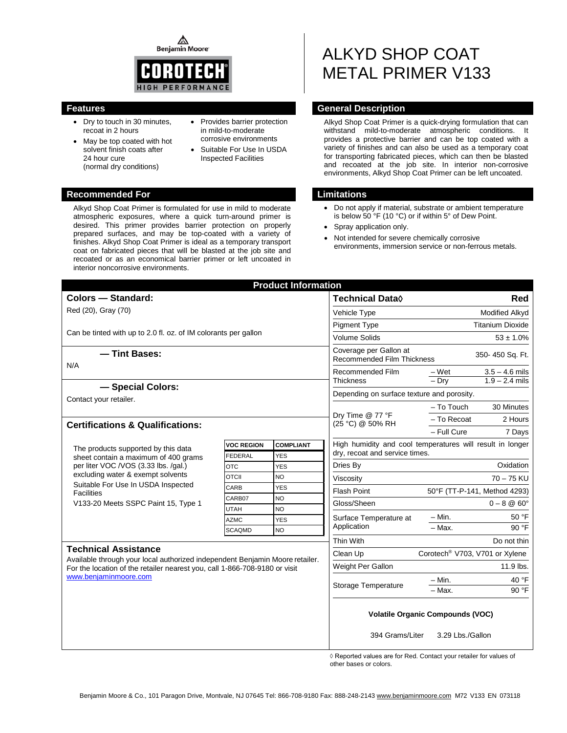Benjamin Moore

COROTECH® HIGH PERFORMANCE

# ALKYD SHOP COAT METAL PRIMER V133

## Features

- Dry to touch in 30 minutes, recoat in 2 hours
- May be top coated with hot solvent finish coats after 24 hour cure (normal dry conditions)
- Provides barrier protection in mild-to-moderate corrosive environments
- Suitable For Use In USDA Inspected Facilities

## General Description

Alkyd Shop Coat Primer is a quick-drying formulation that can withstand mild-to-moderate atmospheric conditions. It provides a protective barrier and can be top coated with a variety of finishes and can also be used as a temporary coat for transporting fabricated pieces, which can then be blasted and recoated at the job site. In interior non-corrosive environments, Alkyd Shop Coat Primer can be left uncoated.

## Recommended For

Alkyd Shop Coat Primer is formulated for use in mild to moderate atmospheric exposures, where a quick turn-around primer is desired. This primer provides barrier protection on properly prepared surfaces, and may be top-coated with a variety of finishes. Alkyd Shop Coat Primer is ideal as a temporary transport coat on fabricated pieces that will be blasted at the job site and recoated or as an economical barrier primer or left uncoated in interior noncorrosive environments.

## Limitations

- Do not apply if material, substrate or ambient temperature is below 50 °F (10 °C) or if within 5° of Dew Point.
- Spray application only.
- Not intended for severe chemically corrosive environments, immersion service or non-ferrous metals.

## Product Information

### Colors — Standard:

Red (20), Gray (70)

Can be tinted with up to 2.0 fl. oz. of IM colorants per gallon

### — Tint Bases:

N/A

### — Special Colors:

Contact your retailer.

### Certifications & Qualifications:

The products supported by this data sheet contain a maximum of 400 grams per liter VOC /VOS (3.33 lbs. /gal.) excluding water & exempt solvents

Suitable For Use In USDA Inspected Facilities

V133-20 Meets SSPC Paint 15, Type 1

| VOC REGION | COMPLIANT |
|---|---|
| FEDERAL | YES |
| OTC | YES |
| OTCII | NO |
| CARB | YES |
| CARB07 | NO |
| UTAH | NO |
| AZMC | YES |
| SCAQMD | NO |

### Technical Assistance

Available through your local authorized independent Benjamin Moore retailer. For the location of the retailer nearest you, call 1-866-708-9180 or visit www.benjaminmoore.com

| Technical Data◊ | | Red |
|---|---|---|
| Vehicle Type | | Modified Alkyd |
| Pigment Type | | Titanium Dioxide |
| Volume Solids | | 53 ± 1.0% |
| Coverage per Gallon at Recommended Film Thickness | | 350- 450 Sq. Ft. |
| Recommended Film Thickness | – Wet | 3.5 – 4.6 mils |
| | – Dry | 1.9 – 2.4 mils |
| Depending on surface texture and porosity. | | |
| Dry Time @ 77 °F (25 °C) @ 50% RH | – To Touch | 30 Minutes |
| | – To Recoat | 2 Hours |
| | – Full Cure | 7 Days |
| High humidity and cool temperatures will result in longer dry, recoat and service times. | | |
| Dries By | | Oxidation |
| Viscosity | | 70 – 75 KU |
| Flash Point | | 50°F (TT-P-141, Method 4293) |
| Gloss/Sheen | | 0 – 8 @ 60° |
| Surface Temperature at Application | – Min. | 50 °F |
| | – Max. | 90 °F |
| Thin With | | Do not thin |
| Clean Up | | Corotech® V703, V701 or Xylene |
| Weight Per Gallon | | 11.9 lbs. |
| Storage Temperature | – Min. | 40 °F |
| | – Max. | 90 °F |

**Volatile Organic Compounds (VOC)**

394 Grams/Liter 3.29 Lbs./Gallon

◊ Reported values are for Red. Contact your retailer for values of other bases or colors.

Benjamin Moore & Co., 101 Paragon Drive, Montvale, NJ 07645 Tel: 866-708-9180 Fax: 888-248-2143 www.benjaminmoore.com M72 V133 EN 073118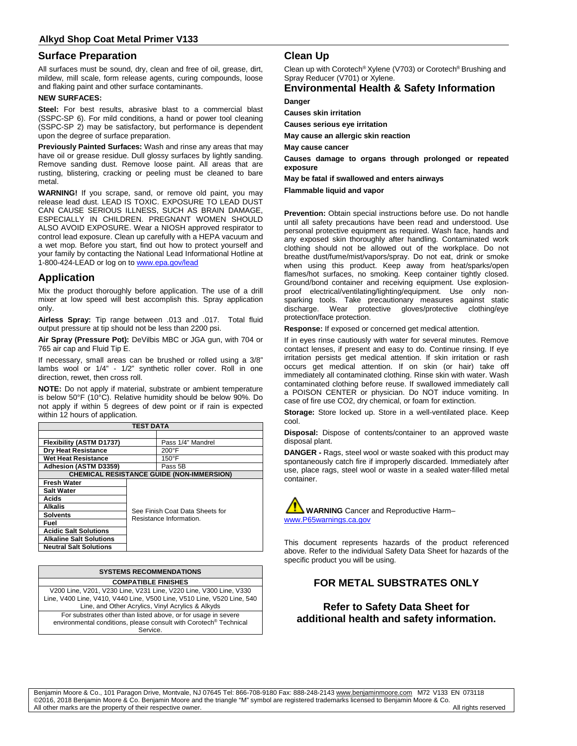# Alkyd Shop Coat Metal Primer V133

## Surface Preparation

All surfaces must be sound, dry, clean and free of oil, grease, dirt, mildew, mill scale, form release agents, curing compounds, loose and flaking paint and other surface contaminants.

**NEW SURFACES:**

**Steel:** For best results, abrasive blast to a commercial blast (SSPC-SP 6). For mild conditions, a hand or power tool cleaning (SSPC-SP 2) may be satisfactory, but performance is dependent upon the degree of surface preparation.

**Previously Painted Surfaces:** Wash and rinse any areas that may have oil or grease residue. Dull glossy surfaces by lightly sanding. Remove sanding dust. Remove loose paint. All areas that are rusting, blistering, cracking or peeling must be cleaned to bare metal.

**WARNING!** If you scrape, sand, or remove old paint, you may release lead dust. LEAD IS TOXIC. EXPOSURE TO LEAD DUST CAN CAUSE SERIOUS ILLNESS, SUCH AS BRAIN DAMAGE, ESPECIALLY IN CHILDREN. PREGNANT WOMEN SHOULD ALSO AVOID EXPOSURE. Wear a NIOSH approved respirator to control lead exposure. Clean up carefully with a HEPA vacuum and a wet mop. Before you start, find out how to protect yourself and your family by contacting the National Lead Informational Hotline at 1-800-424-LEAD or log on to www.epa.gov/lead

## Application

Mix the product thoroughly before application. The use of a drill mixer at low speed will best accomplish this. Spray application only.

**Airless Spray:** Tip range between .013 and .017. Total fluid output pressure at tip should not be less than 2200 psi.

**Air Spray (Pressure Pot):** DeVilbis MBC or JGA gun, with 704 or 765 air cap and Fluid Tip E.

If necessary, small areas can be brushed or rolled using a 3/8" lambs wool or 1/4" - 1/2" synthetic roller cover. Roll in one direction, rewet, then cross roll.

**NOTE:** Do not apply if material, substrate or ambient temperature is below 50°F (10°C). Relative humidity should be below 90%. Do not apply if within 5 degrees of dew point or if rain is expected within 12 hours of application.

| TEST DATA | |
|---|---|
| **Flexibility (ASTM D1737)** | Pass 1/4" Mandrel |
| **Dry Heat Resistance** | 200°F |
| **Wet Heat Resistance** | 150°F |
| **Adhesion (ASTM D3359)** | Pass 5B |
| **CHEMICAL RESISTANCE GUIDE (NON-IMMERSION)** | |
| **Fresh Water** | See Finish Coat Data Sheets for Resistance Information. |
| **Salt Water** | |
| **Acids** | |
| **Alkalis** | |
| **Solvents** | |
| **Fuel** | |
| **Acidic Salt Solutions** | |
| **Alkaline Salt Solutions** | |
| **Neutral Salt Solutions** | |

| SYSTEMS RECOMMENDATIONS |
|---|
| **COMPATIBLE FINISHES** |
| V200 Line, V201, V230 Line, V231 Line, V220 Line, V300 Line, V330 Line, V400 Line, V410, V440 Line, V500 Line, V510 Line, V520 Line, 540 Line, and Other Acrylics, Vinyl Acrylics & Alkyds |
| For substrates other than listed above, or for usage in severe environmental conditions, please consult with Corotech® Technical Service. |

## Clean Up

Clean up with Corotech® Xylene (V703) or Corotech® Brushing and Spray Reducer (V701) or Xylene.

## Environmental Health & Safety Information

**Danger**

**Causes skin irritation**

**Causes serious eye irritation**

**May cause an allergic skin reaction**

**May cause cancer**

**Causes damage to organs through prolonged or repeated exposure**

**May be fatal if swallowed and enters airways**

**Flammable liquid and vapor**

**Prevention:** Obtain special instructions before use. Do not handle until all safety precautions have been read and understood. Use personal protective equipment as required. Wash face, hands and any exposed skin thoroughly after handling. Contaminated work clothing should not be allowed out of the workplace. Do not breathe dust/fume/mist/vapors/spray. Do not eat, drink or smoke when using this product. Keep away from heat/sparks/open flames/hot surfaces, no smoking. Keep container tightly closed. Ground/bond container and receiving equipment. Use explosion-proof electrical/ventilating/lighting/equipment. Use only non-sparking tools. Take precautionary measures against static discharge. Wear protective gloves/protective clothing/eye protection/face protection.

**Response:** If exposed or concerned get medical attention.

If in eyes rinse cautiously with water for several minutes. Remove contact lenses, if present and easy to do. Continue rinsing. If eye irritation persists get medical attention. If skin irritation or rash occurs get medical attention. If on skin (or hair) take off immediately all contaminated clothing. Rinse skin with water. Wash contaminated clothing before reuse. If swallowed immediately call a POISON CENTER or physician. Do NOT induce vomiting. In case of fire use CO2, dry chemical, or foam for extinction.

**Storage:** Store locked up. Store in a well-ventilated place. Keep cool.

**Disposal:** Dispose of contents/container to an approved waste disposal plant.

**DANGER -** Rags, steel wool or waste soaked with this product may spontaneously catch fire if improperly discarded. Immediately after use, place rags, steel wool or waste in a sealed water-filled metal container.

**WARNING** Cancer and Reproductive Harm– www.P65warnings.ca.gov

This document represents hazards of the product referenced above. Refer to the individual Safety Data Sheet for hazards of the specific product you will be using.

**FOR METAL SUBSTRATES ONLY**

**Refer to Safety Data Sheet for additional health and safety information.**

Benjamin Moore & Co., 101 Paragon Drive, Montvale, NJ 07645 Tel: 866-708-9180 Fax: 888-248-2143 www.benjaminmoore.com M72 V133 EN 073118
©2016, 2018 Benjamin Moore & Co. Benjamin Moore and the triangle "M" symbol are registered trademarks licensed to Benjamin Moore & Co.
All other marks are the property of their respective owner. All rights reserved